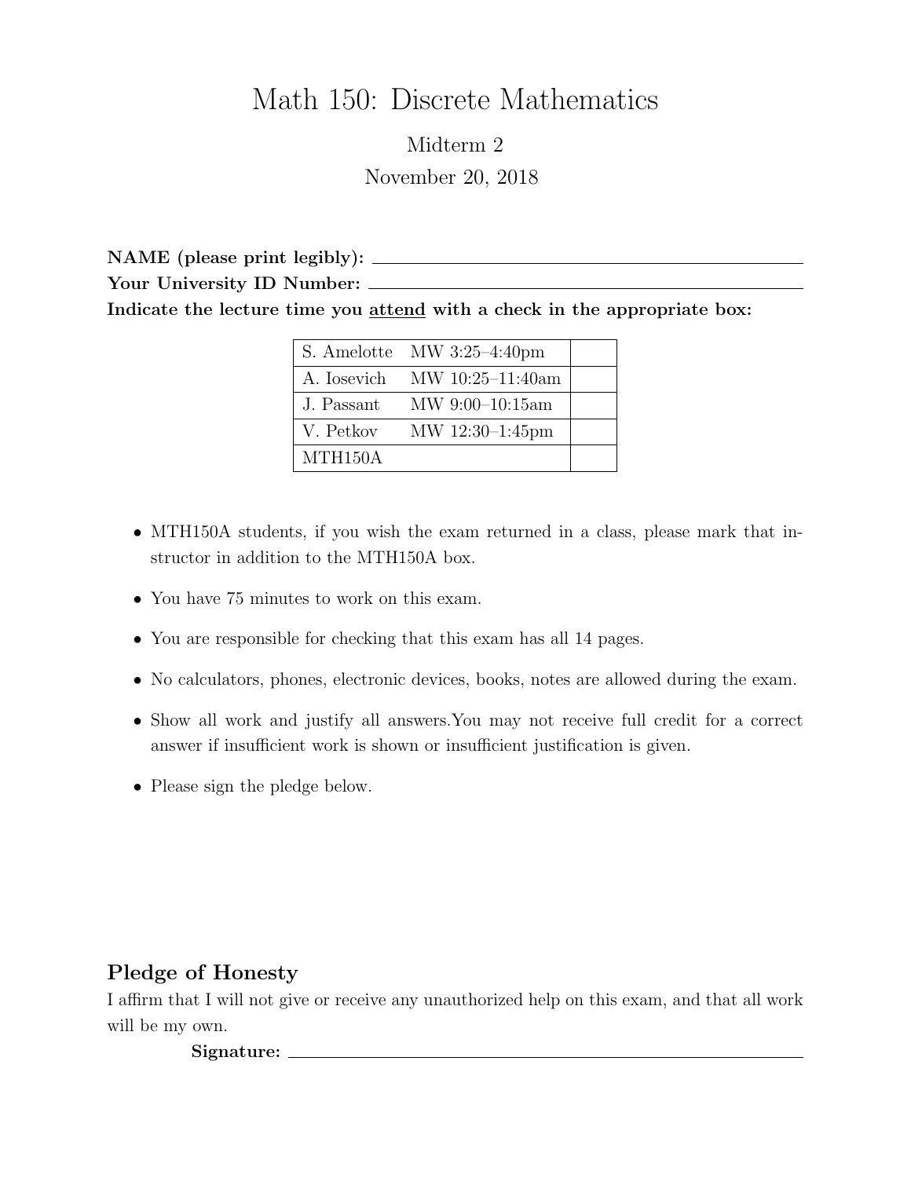# Math 150: Discrete Mathematics

## Midterm 2

November 20, 2018

**NAME (please print legibly):** ______________________________

**Your University ID Number:** ______________________________

**Indicate the lecture time you <u>attend</u> with a check in the appropriate box:**

| | | |
|---|---|---|
| S. Amelotte | MW 3:25–4:40pm | |
| A. Iosevich | MW 10:25–11:40am | |
| J. Passant | MW 9:00–10:15am | |
| V. Petkov | MW 12:30–1:45pm | |
| MTH150A | | |

- MTH150A students, if you wish the exam returned in a class, please mark that instructor in addition to the MTH150A box.
- You have 75 minutes to work on this exam.
- You are responsible for checking that this exam has all 14 pages.
- No calculators, phones, electronic devices, books, notes are allowed during the exam.
- Show all work and justify all answers.You may not receive full credit for a correct answer if insufficient work is shown or insufficient justification is given.
- Please sign the pledge below.

## Pledge of Honesty

I affirm that I will not give or receive any unauthorized help on this exam, and that all work will be my own.

**Signature:** ______________________________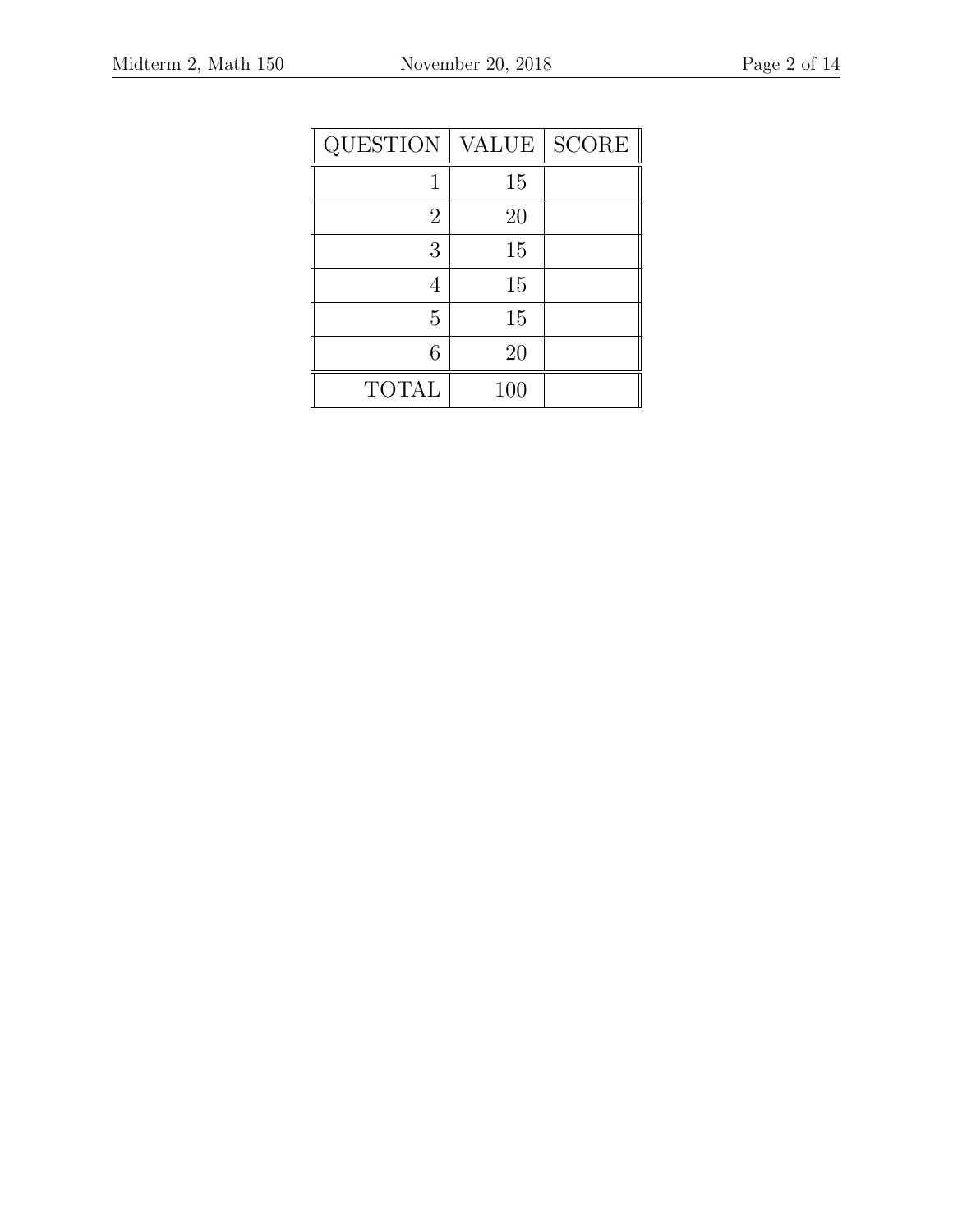| QUESTION | VALUE | SCORE |
| --- | --- | --- |
| 1 | 15 | |
| 2 | 20 | |
| 3 | 15 | |
| 4 | 15 | |
| 5 | 15 | |
| 6 | 20 | |
| TOTAL | 100 | |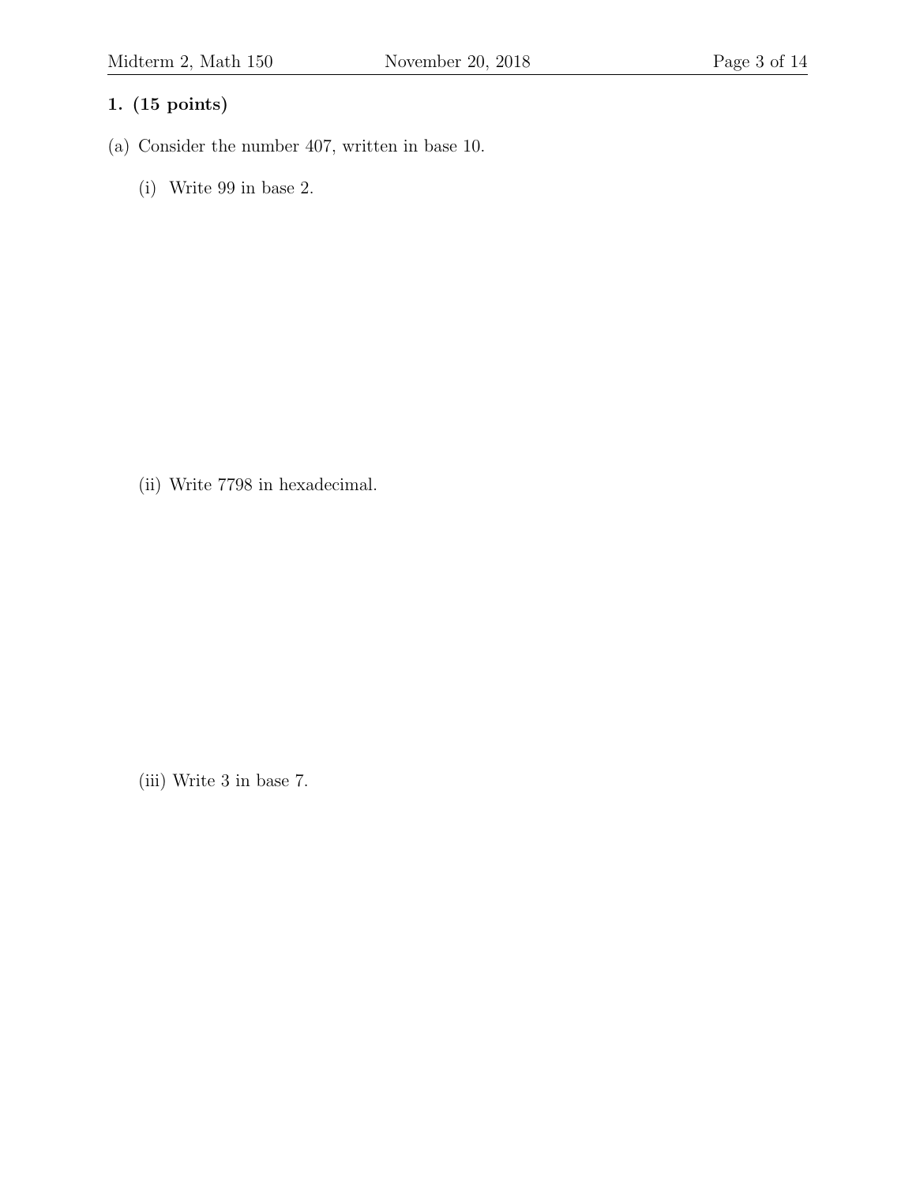**1. (15 points)**

(a) Consider the number 407, written in base 10.

(i) Write 99 in base 2.

(ii) Write 7798 in hexadecimal.

(iii) Write 3 in base 7.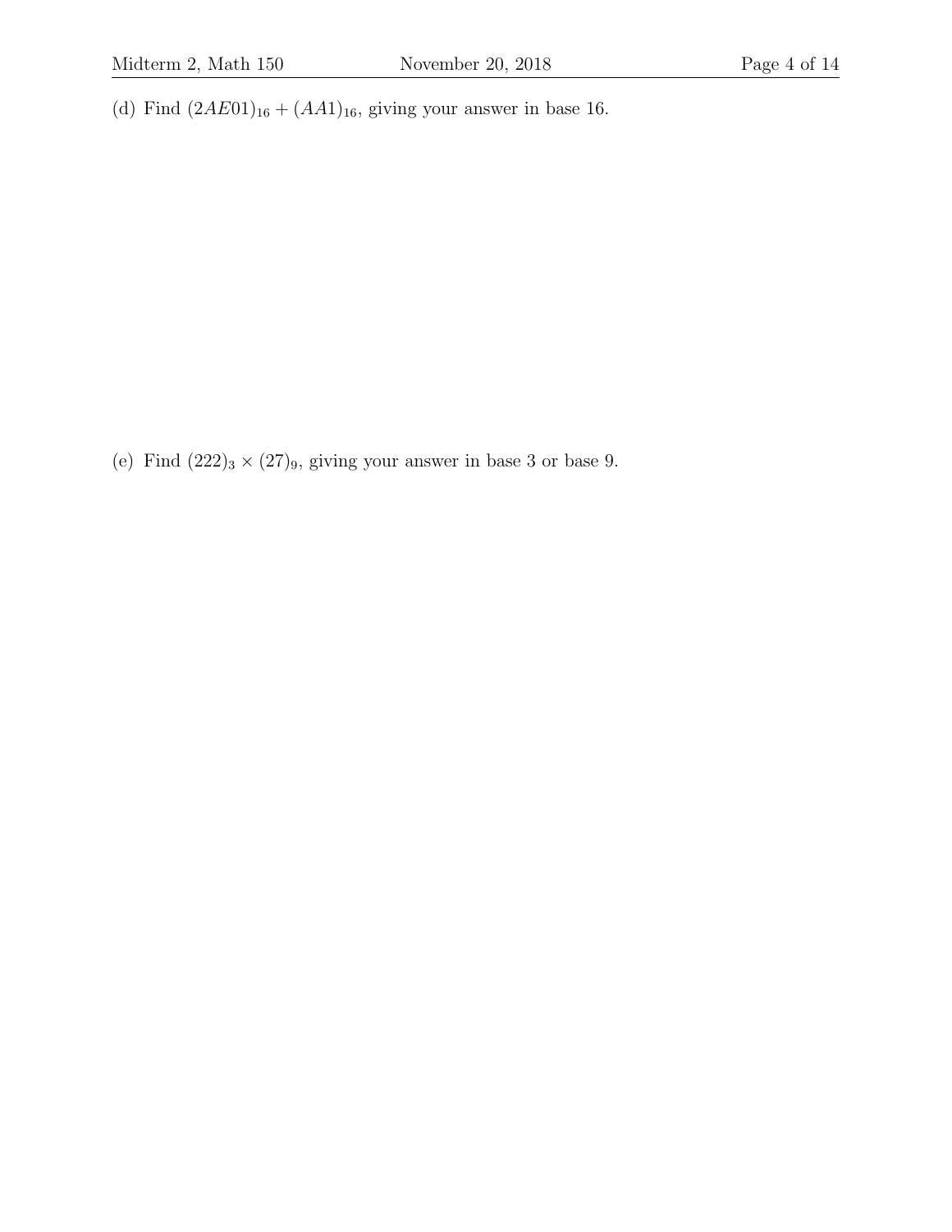(d) Find $(2AE01)_{16} + (AA1)_{16}$, giving your answer in base 16.

(e) Find $(222)_3 \times (27)_9$, giving your answer in base 3 or base 9.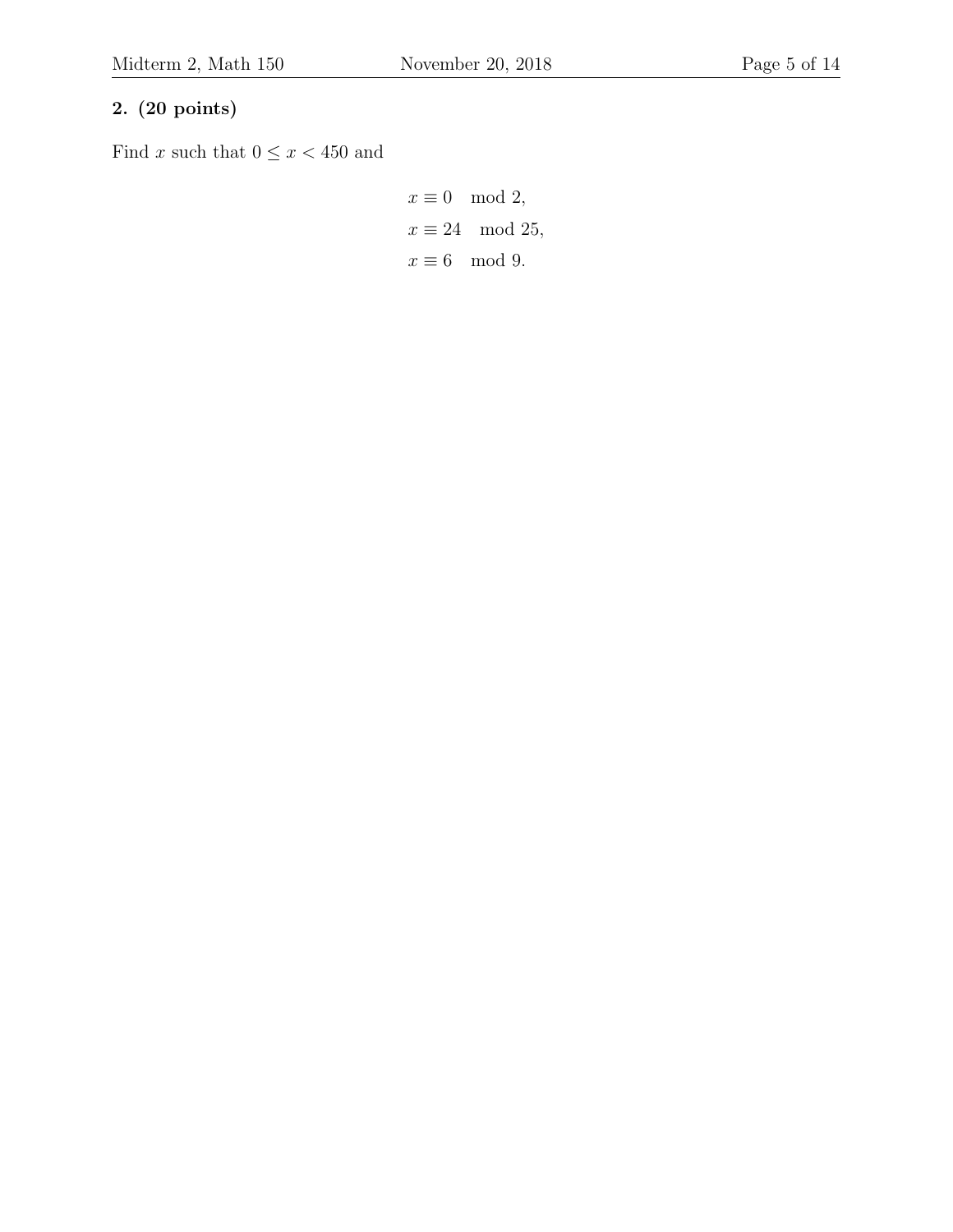**2. (20 points)**

Find $x$ such that $0 \leq x < 450$ and

$$
\begin{aligned}
x &\equiv 0 \mod 2, \\
x &\equiv 24 \mod 25, \\
x &\equiv 6 \mod 9.
\end{aligned}
$$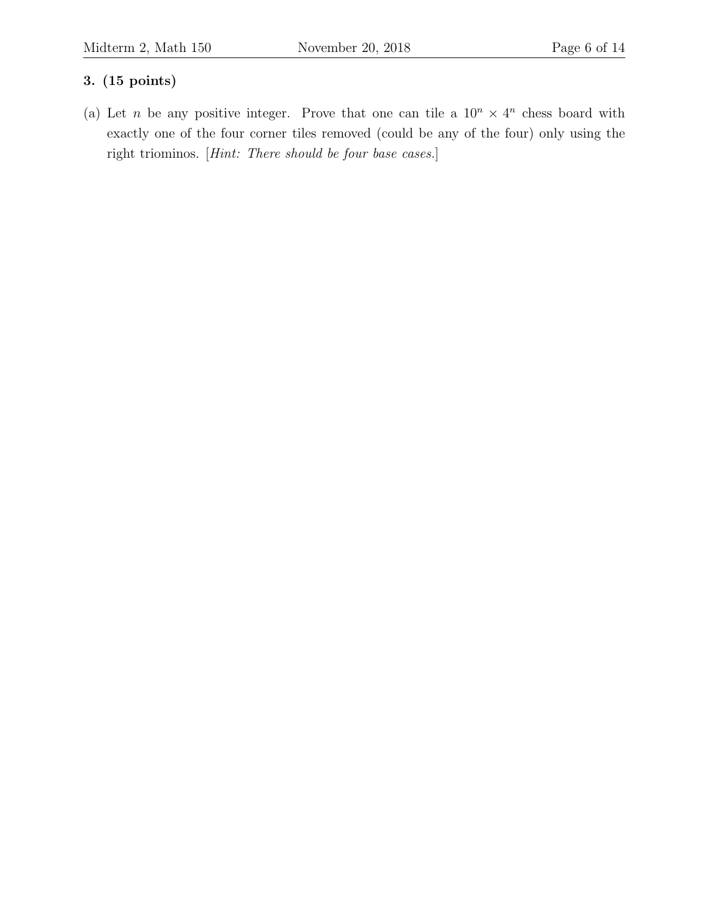**3. (15 points)**

(a) Let $n$ be any positive integer. Prove that one can tile a $10^n \times 4^n$ chess board with exactly one of the four corner tiles removed (could be any of the four) only using the right triominos. [*Hint: There should be four base cases.*]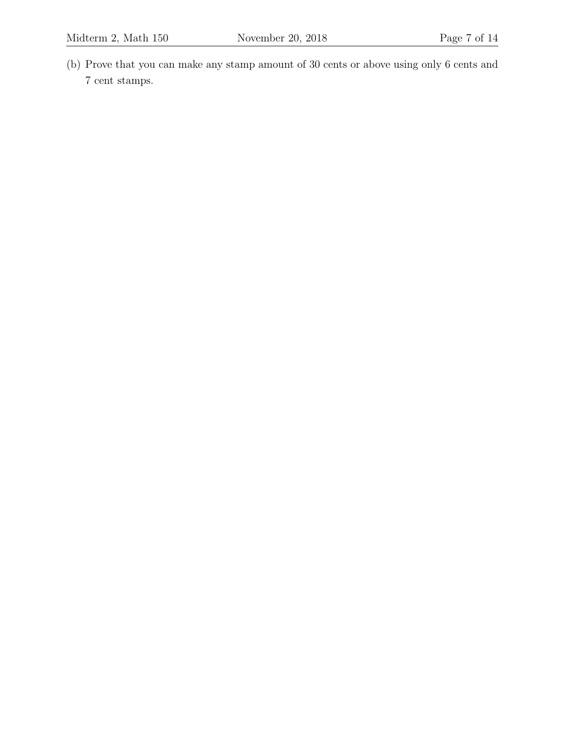(b) Prove that you can make any stamp amount of 30 cents or above using only 6 cents and 7 cent stamps.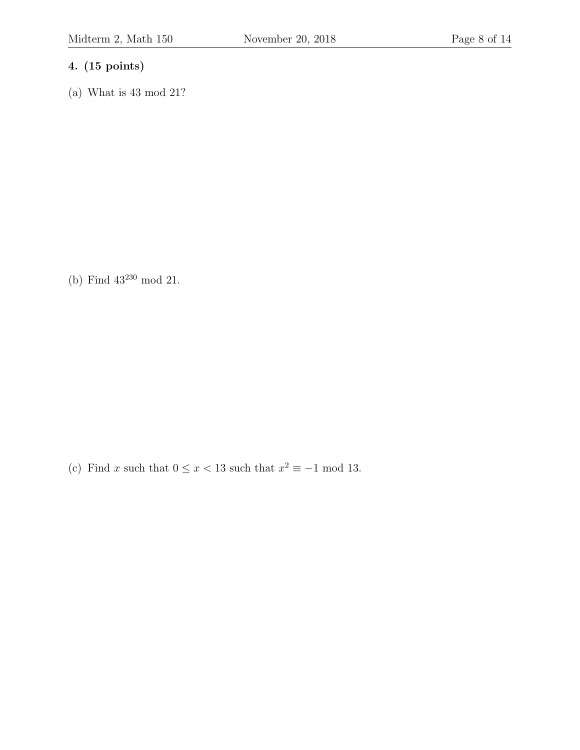**4. (15 points)**

(a) What is 43 mod 21?

(b) Find $43^{230}$ mod 21.

(c) Find $x$ such that $0 \leq x < 13$ such that $x^2 \equiv -1$ mod 13.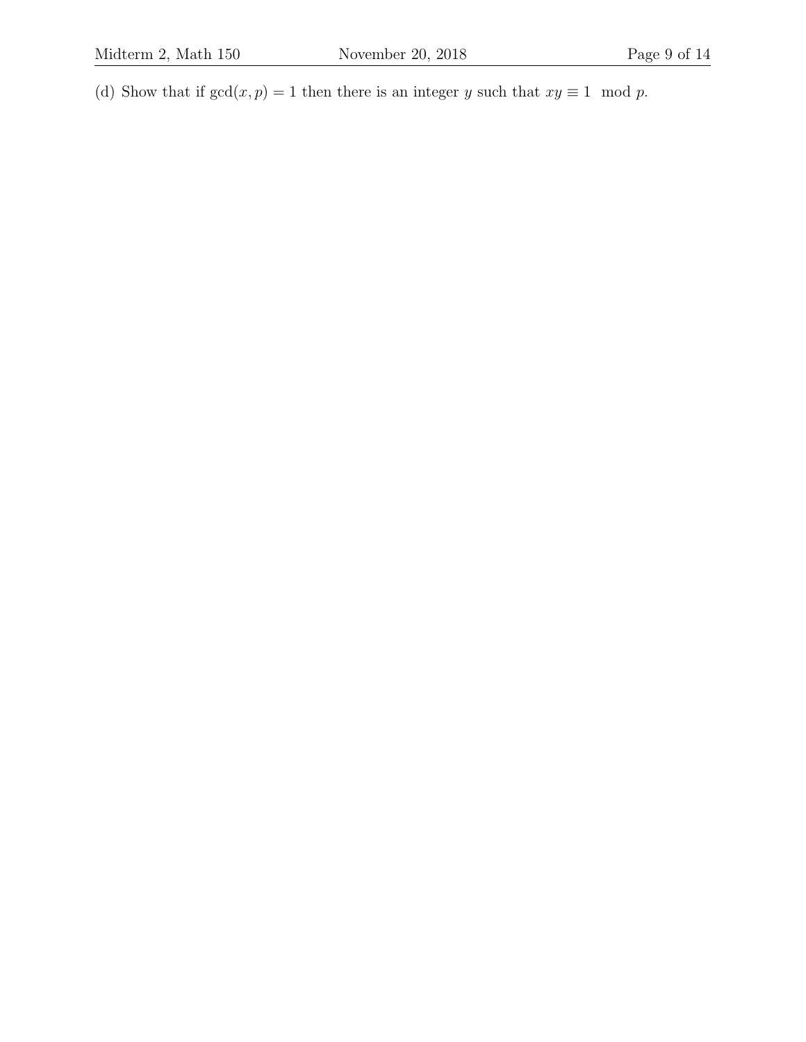(d) Show that if $\gcd(x, p) = 1$ then there is an integer $y$ such that $xy \equiv 1 \mod p$.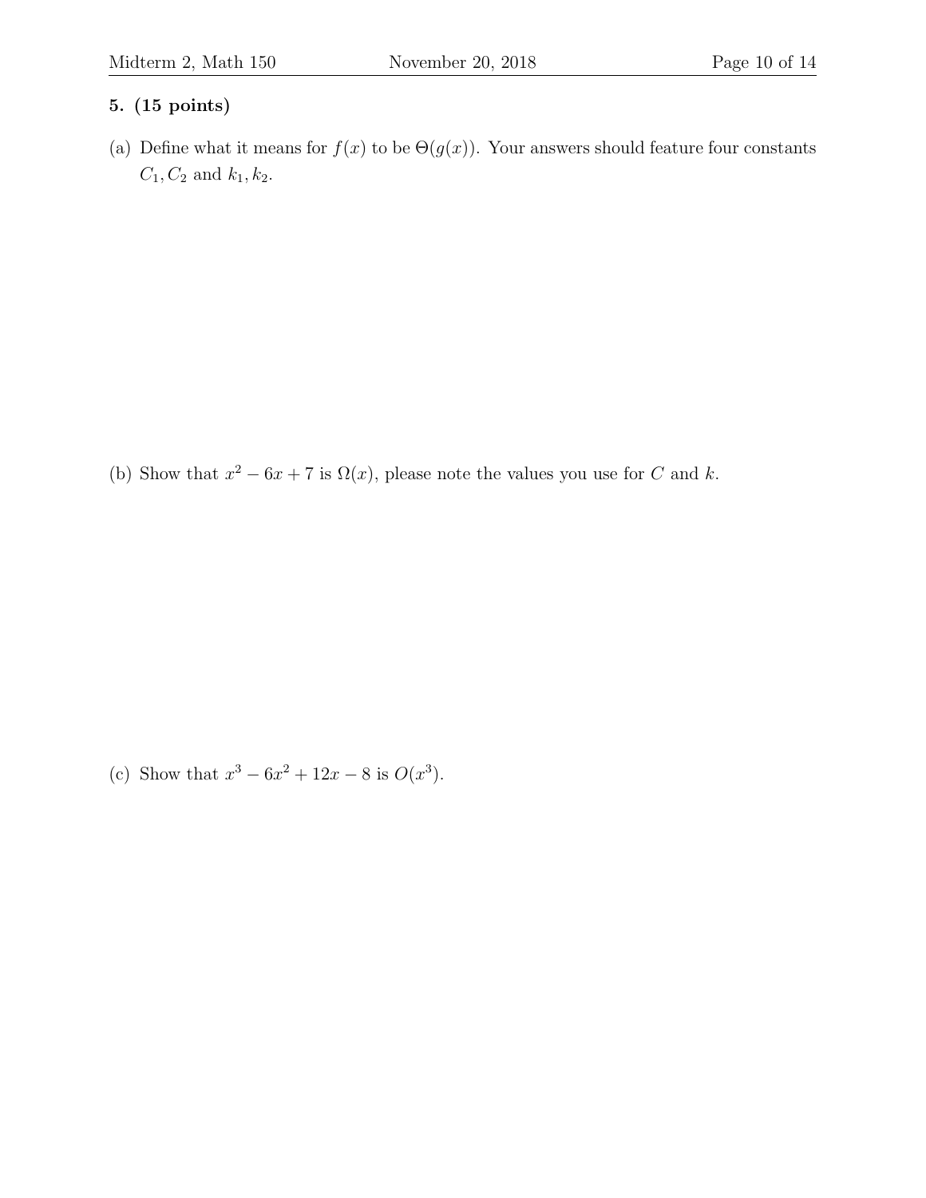**5. (15 points)**

(a) Define what it means for $f(x)$ to be $\Theta(g(x))$. Your answers should feature four constants $C_1, C_2$ and $k_1, k_2$.

(b) Show that $x^2 - 6x + 7$ is $\Omega(x)$, please note the values you use for $C$ and $k$.

(c) Show that $x^3 - 6x^2 + 12x - 8$ is $O(x^3)$.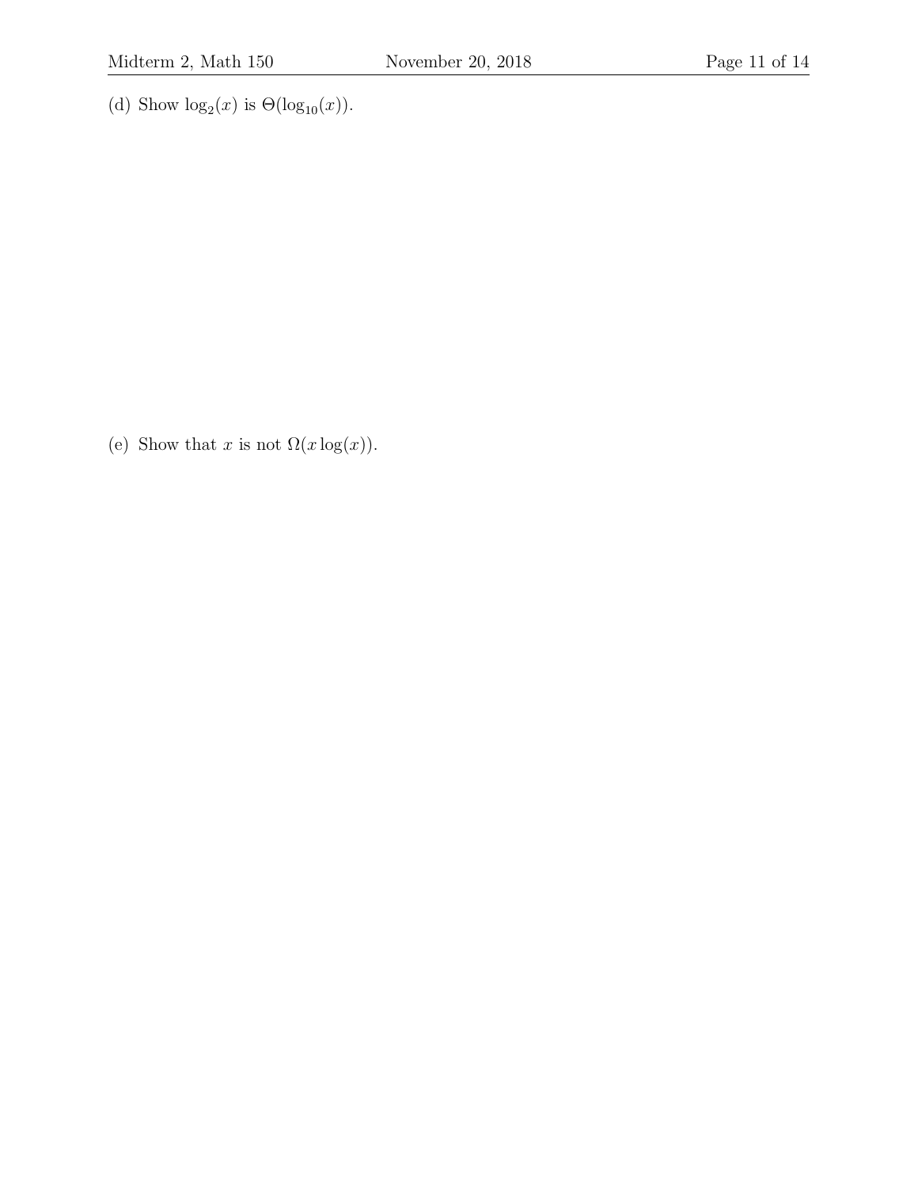(d) Show $\log_2(x)$ is $\Theta(\log_{10}(x))$.

(e) Show that $x$ is not $\Omega(x \log(x))$.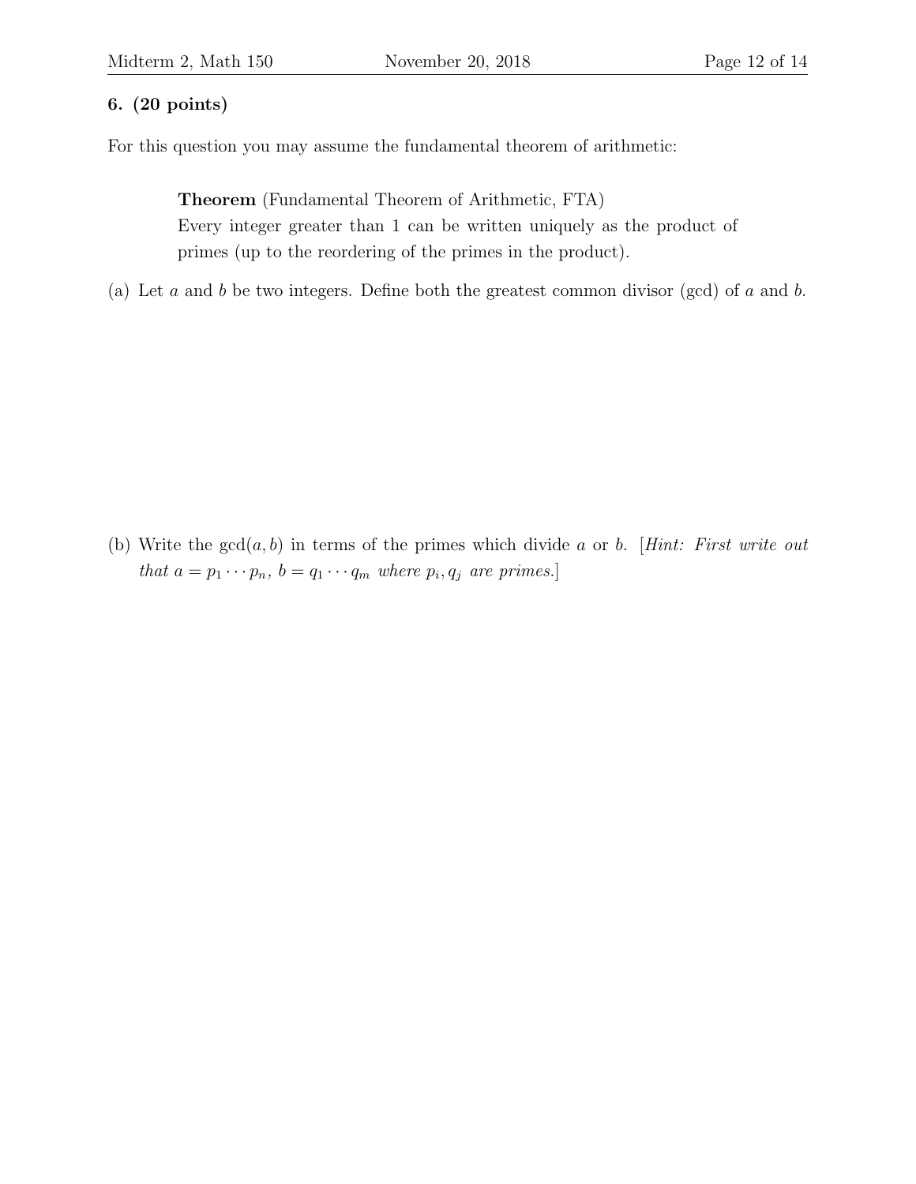**6. (20 points)**

For this question you may assume the fundamental theorem of arithmetic:

> **Theorem** (Fundamental Theorem of Arithmetic, FTA)
> Every integer greater than 1 can be written uniquely as the product of primes (up to the reordering of the primes in the product).

(a) Let $a$ and $b$ be two integers. Define both the greatest common divisor (gcd) of $a$ and $b$.

(b) Write the $\gcd(a, b)$ in terms of the primes which divide $a$ or $b$. [*Hint: First write out that* $a = p_1 \cdots p_n$, $b = q_1 \cdots q_m$ *where* $p_i, q_j$ *are primes.*]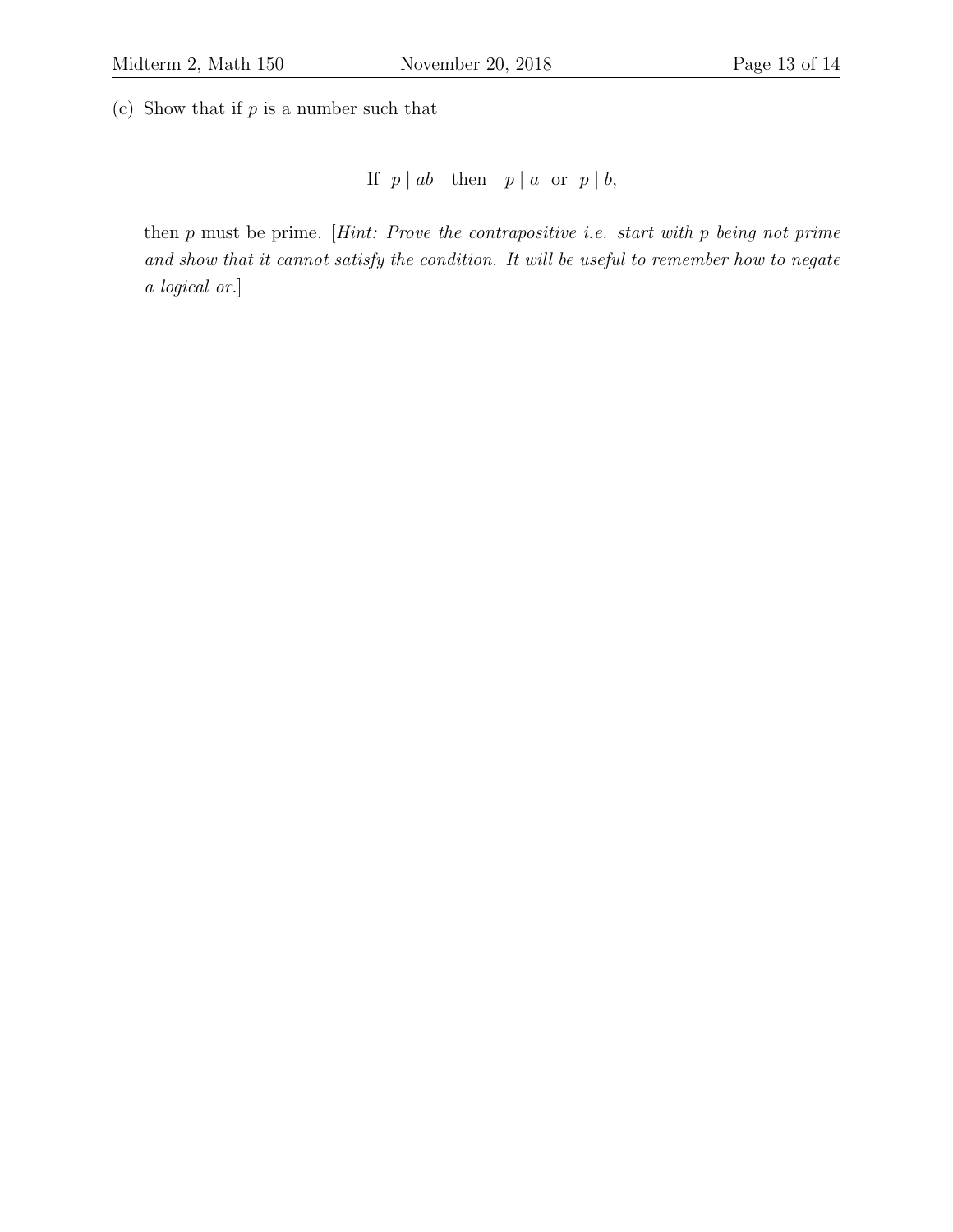(c) Show that if $p$ is a number such that

$$\text{If } \ p \mid ab \quad \text{then} \quad p \mid a \ \text{ or } \ p \mid b,$$

then $p$ must be prime. [*Hint: Prove the contrapositive i.e. start with $p$ being not prime and show that it cannot satisfy the condition. It will be useful to remember how to negate a logical or.*]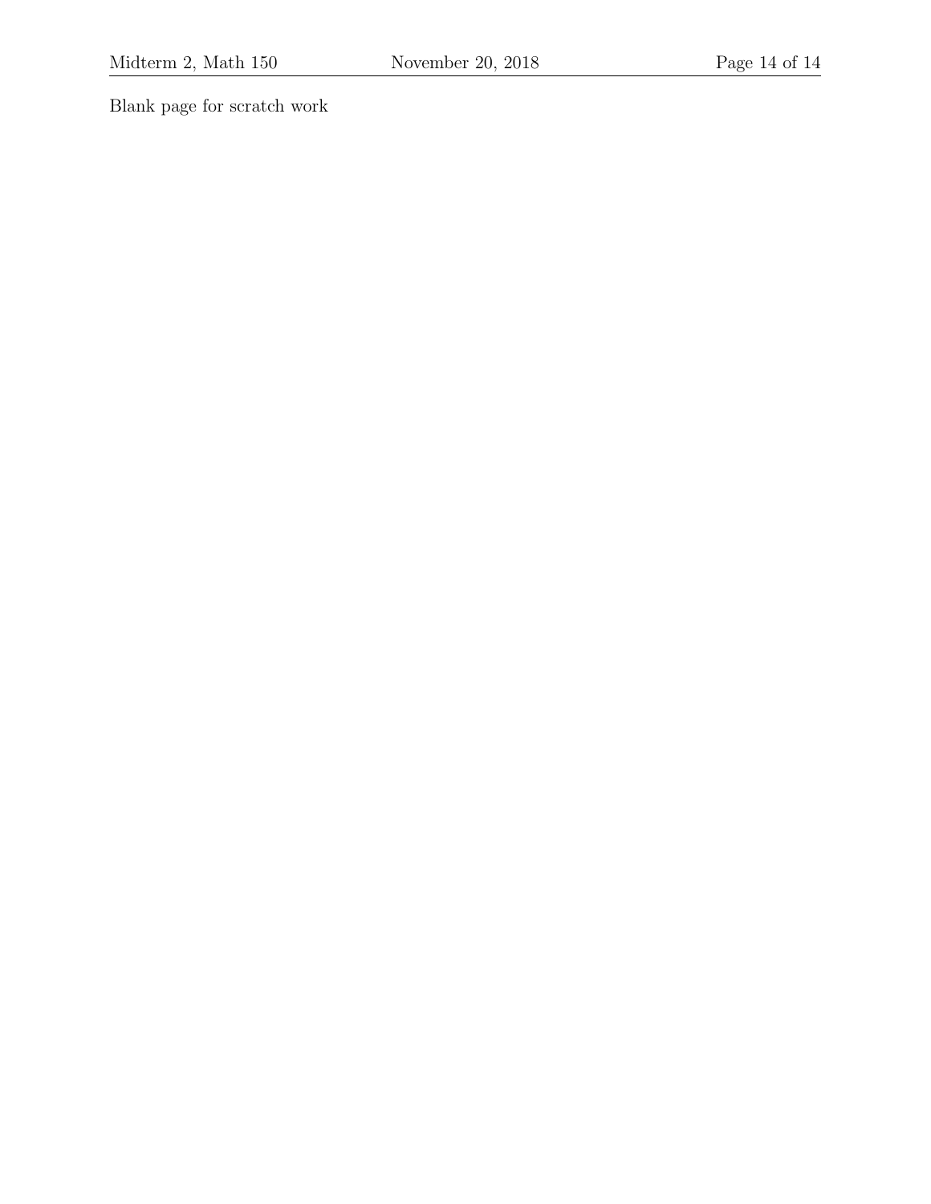Blank page for scratch work